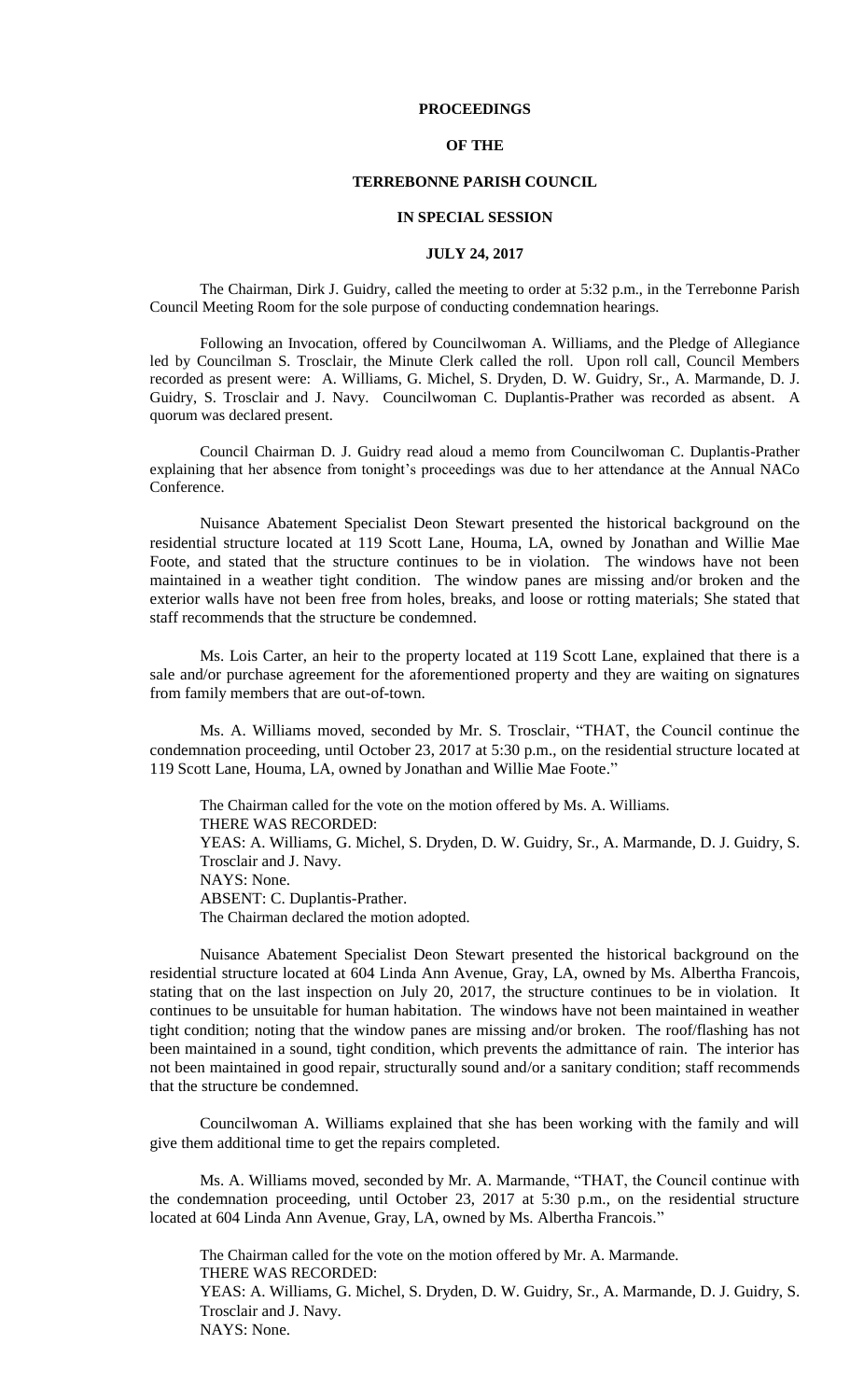# PROCEEDINGS

# OF THE

# TERREBONNE PARISH COUNCIL

# IN SPECIAL SESSION

# JULY 24, 2017

The Chairman, Dirk J. Guidry, called the meeting to order at 5:32 p.m., in the Terrebonne Parish Council Meeting Room for the sole purpose of conducting condemnation hearings.

Following an Invocation, offered by Councilwoman A. Williams, and the Pledge of Allegiance led by Councilman S. Trosclair, the Minute Clerk called the roll. Upon roll call, Council Members recorded as present were: A. Williams, G. Michel, S. Dryden, D. W. Guidry, Sr., A. Marmande, D. J. Guidry, S. Trosclair and J. Navy. Councilwoman C. Duplantis-Prather was recorded as absent. A quorum was declared present.

Council Chairman D. J. Guidry read aloud a memo from Councilwoman C. Duplantis-Prather explaining that her absence from tonight's proceedings was due to her attendance at the Annual NACo Conference.

Nuisance Abatement Specialist Deon Stewart presented the historical background on the residential structure located at 119 Scott Lane, Houma, LA, owned by Jonathan and Willie Mae Foote, and stated that the structure continues to be in violation. The windows have not been maintained in a weather tight condition. The window panes are missing and/or broken and the exterior walls have not been free from holes, breaks, and loose or rotting materials; She stated that staff recommends that the structure be condemned.

Ms. Lois Carter, an heir to the property located at 119 Scott Lane, explained that there is a sale and/or purchase agreement for the aforementioned property and they are waiting on signatures from family members that are out-of-town.

Ms. A. Williams moved, seconded by Mr. S. Trosclair, "THAT, the Council continue the condemnation proceeding, until October 23, 2017 at 5:30 p.m., on the residential structure located at 119 Scott Lane, Houma, LA, owned by Jonathan and Willie Mae Foote."

The Chairman called for the vote on the motion offered by Ms. A. Williams.
THERE WAS RECORDED:
YEAS: A. Williams, G. Michel, S. Dryden, D. W. Guidry, Sr., A. Marmande, D. J. Guidry, S. Trosclair and J. Navy.
NAYS: None.
ABSENT: C. Duplantis-Prather.
The Chairman declared the motion adopted.

Nuisance Abatement Specialist Deon Stewart presented the historical background on the residential structure located at 604 Linda Ann Avenue, Gray, LA, owned by Ms. Albertha Francois, stating that on the last inspection on July 20, 2017, the structure continues to be in violation. It continues to be unsuitable for human habitation. The windows have not been maintained in weather tight condition; noting that the window panes are missing and/or broken. The roof/flashing has not been maintained in a sound, tight condition, which prevents the admittance of rain. The interior has not been maintained in good repair, structurally sound and/or a sanitary condition; staff recommends that the structure be condemned.

Councilwoman A. Williams explained that she has been working with the family and will give them additional time to get the repairs completed.

Ms. A. Williams moved, seconded by Mr. A. Marmande, "THAT, the Council continue with the condemnation proceeding, until October 23, 2017 at 5:30 p.m., on the residential structure located at 604 Linda Ann Avenue, Gray, LA, owned by Ms. Albertha Francois."

The Chairman called for the vote on the motion offered by Mr. A. Marmande.
THERE WAS RECORDED:
YEAS: A. Williams, G. Michel, S. Dryden, D. W. Guidry, Sr., A. Marmande, D. J. Guidry, S. Trosclair and J. Navy.
NAYS: None.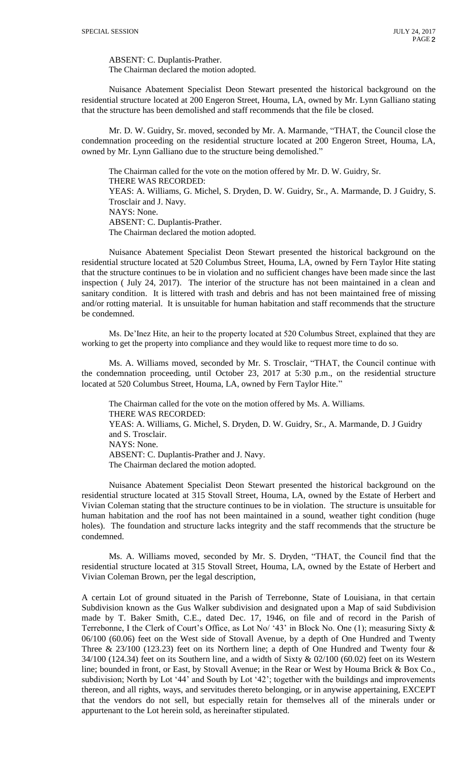ABSENT: C. Duplantis-Prather.
The Chairman declared the motion adopted.

Nuisance Abatement Specialist Deon Stewart presented the historical background on the residential structure located at 200 Engeron Street, Houma, LA, owned by Mr. Lynn Galliano stating that the structure has been demolished and staff recommends that the file be closed.

Mr. D. W. Guidry, Sr. moved, seconded by Mr. A. Marmande, "THAT, the Council close the condemnation proceeding on the residential structure located at 200 Engeron Street, Houma, LA, owned by Mr. Lynn Galliano due to the structure being demolished."

The Chairman called for the vote on the motion offered by Mr. D. W. Guidry, Sr.
THERE WAS RECORDED:
YEAS: A. Williams, G. Michel, S. Dryden, D. W. Guidry, Sr., A. Marmande, D. J Guidry, S. Trosclair and J. Navy.
NAYS: None.
ABSENT: C. Duplantis-Prather.
The Chairman declared the motion adopted.

Nuisance Abatement Specialist Deon Stewart presented the historical background on the residential structure located at 520 Columbus Street, Houma, LA, owned by Fern Taylor Hite stating that the structure continues to be in violation and no sufficient changes have been made since the last inspection ( July 24, 2017). The interior of the structure has not been maintained in a clean and sanitary condition. It is littered with trash and debris and has not been maintained free of missing and/or rotting material. It is unsuitable for human habitation and staff recommends that the structure be condemned.

Ms. De'Inez Hite, an heir to the property located at 520 Columbus Street, explained that they are working to get the property into compliance and they would like to request more time to do so.

Ms. A. Williams moved, seconded by Mr. S. Trosclair, "THAT, the Council continue with the condemnation proceeding, until October 23, 2017 at 5:30 p.m., on the residential structure located at 520 Columbus Street, Houma, LA, owned by Fern Taylor Hite."

The Chairman called for the vote on the motion offered by Ms. A. Williams.
THERE WAS RECORDED:
YEAS: A. Williams, G. Michel, S. Dryden, D. W. Guidry, Sr., A. Marmande, D. J Guidry and S. Trosclair.
NAYS: None.
ABSENT: C. Duplantis-Prather and J. Navy.
The Chairman declared the motion adopted.

Nuisance Abatement Specialist Deon Stewart presented the historical background on the residential structure located at 315 Stovall Street, Houma, LA, owned by the Estate of Herbert and Vivian Coleman stating that the structure continues to be in violation. The structure is unsuitable for human habitation and the roof has not been maintained in a sound, weather tight condition (huge holes). The foundation and structure lacks integrity and the staff recommends that the structure be condemned.

Ms. A. Williams moved, seconded by Mr. S. Dryden, "THAT, the Council find that the residential structure located at 315 Stovall Street, Houma, LA, owned by the Estate of Herbert and Vivian Coleman Brown, per the legal description,

A certain Lot of ground situated in the Parish of Terrebonne, State of Louisiana, in that certain Subdivision known as the Gus Walker subdivision and designated upon a Map of said Subdivision made by T. Baker Smith, C.E., dated Dec. 17, 1946, on file and of record in the Parish of Terrebonne, I the Clerk of Court's Office, as Lot No/ '43' in Block No. One (1); measuring Sixty & 06/100 (60.06) feet on the West side of Stovall Avenue, by a depth of One Hundred and Twenty Three & 23/100 (123.23) feet on its Northern line; a depth of One Hundred and Twenty four & 34/100 (124.34) feet on its Southern line, and a width of Sixty & 02/100 (60.02) feet on its Western line; bounded in front, or East, by Stovall Avenue; in the Rear or West by Houma Brick & Box Co., subdivision; North by Lot '44' and South by Lot '42'; together with the buildings and improvements thereon, and all rights, ways, and servitudes thereto belonging, or in anywise appertaining, EXCEPT that the vendors do not sell, but especially retain for themselves all of the minerals under or appurtenant to the Lot herein sold, as hereinafter stipulated.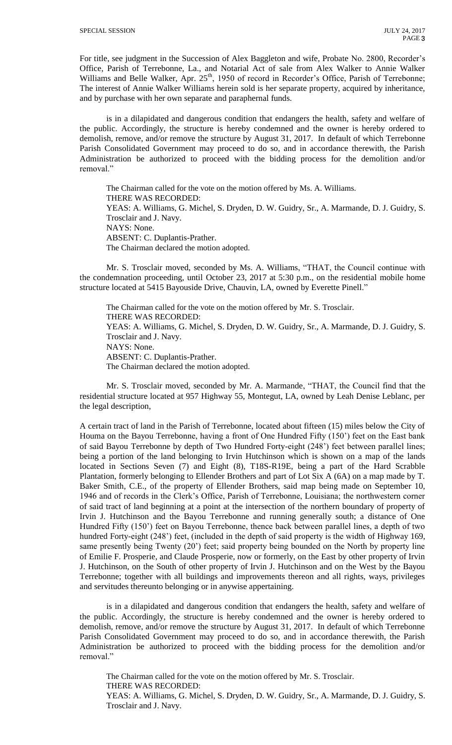For title, see judgment in the Succession of Alex Baggleton and wife, Probate No. 2800, Recorder's Office, Parish of Terrebonne, La., and Notarial Act of sale from Alex Walker to Annie Walker Williams and Belle Walker, Apr. 25th, 1950 of record in Recorder's Office, Parish of Terrebonne; The interest of Annie Walker Williams herein sold is her separate property, acquired by inheritance, and by purchase with her own separate and paraphernal funds.

is in a dilapidated and dangerous condition that endangers the health, safety and welfare of the public. Accordingly, the structure is hereby condemned and the owner is hereby ordered to demolish, remove, and/or remove the structure by August 31, 2017. In default of which Terrebonne Parish Consolidated Government may proceed to do so, and in accordance therewith, the Parish Administration be authorized to proceed with the bidding process for the demolition and/or removal."

The Chairman called for the vote on the motion offered by Ms. A. Williams.
THERE WAS RECORDED:
YEAS: A. Williams, G. Michel, S. Dryden, D. W. Guidry, Sr., A. Marmande, D. J. Guidry, S. Trosclair and J. Navy.
NAYS: None.
ABSENT: C. Duplantis-Prather.
The Chairman declared the motion adopted.

Mr. S. Trosclair moved, seconded by Ms. A. Williams, "THAT, the Council continue with the condemnation proceeding, until October 23, 2017 at 5:30 p.m., on the residential mobile home structure located at 5415 Bayouside Drive, Chauvin, LA, owned by Everette Pinell."

The Chairman called for the vote on the motion offered by Mr. S. Trosclair.
THERE WAS RECORDED:
YEAS: A. Williams, G. Michel, S. Dryden, D. W. Guidry, Sr., A. Marmande, D. J. Guidry, S. Trosclair and J. Navy.
NAYS: None.
ABSENT: C. Duplantis-Prather.
The Chairman declared the motion adopted.

Mr. S. Trosclair moved, seconded by Mr. A. Marmande, "THAT, the Council find that the residential structure located at 957 Highway 55, Montegut, LA, owned by Leah Denise Leblanc, per the legal description,

A certain tract of land in the Parish of Terrebonne, located about fifteen (15) miles below the City of Houma on the Bayou Terrebonne, having a front of One Hundred Fifty (150') feet on the East bank of said Bayou Terrebonne by depth of Two Hundred Forty-eight (248') feet between parallel lines; being a portion of the land belonging to Irvin Hutchinson which is shown on a map of the lands located in Sections Seven (7) and Eight (8), T18S-R19E, being a part of the Hard Scrabble Plantation, formerly belonging to Ellender Brothers and part of Lot Six A (6A) on a map made by T. Baker Smith, C.E., of the property of Ellender Brothers, said map being made on September 10, 1946 and of records in the Clerk's Office, Parish of Terrebonne, Louisiana; the northwestern corner of said tract of land beginning at a point at the intersection of the northern boundary of property of Irvin J. Hutchinson and the Bayou Terrebonne and running generally south; a distance of One Hundred Fifty (150') feet on Bayou Terrebonne, thence back between parallel lines, a depth of two hundred Forty-eight (248') feet, (included in the depth of said property is the width of Highway 169, same presently being Twenty (20') feet; said property being bounded on the North by property line of Emilie F. Prosperie, and Claude Prosperie, now or formerly, on the East by other property of Irvin J. Hutchinson, on the South of other property of Irvin J. Hutchinson and on the West by the Bayou Terrebonne; together with all buildings and improvements thereon and all rights, ways, privileges and servitudes thereunto belonging or in anywise appertaining.

is in a dilapidated and dangerous condition that endangers the health, safety and welfare of the public. Accordingly, the structure is hereby condemned and the owner is hereby ordered to demolish, remove, and/or remove the structure by August 31, 2017. In default of which Terrebonne Parish Consolidated Government may proceed to do so, and in accordance therewith, the Parish Administration be authorized to proceed with the bidding process for the demolition and/or removal."

The Chairman called for the vote on the motion offered by Mr. S. Trosclair.
THERE WAS RECORDED:
YEAS: A. Williams, G. Michel, S. Dryden, D. W. Guidry, Sr., A. Marmande, D. J. Guidry, S. Trosclair and J. Navy.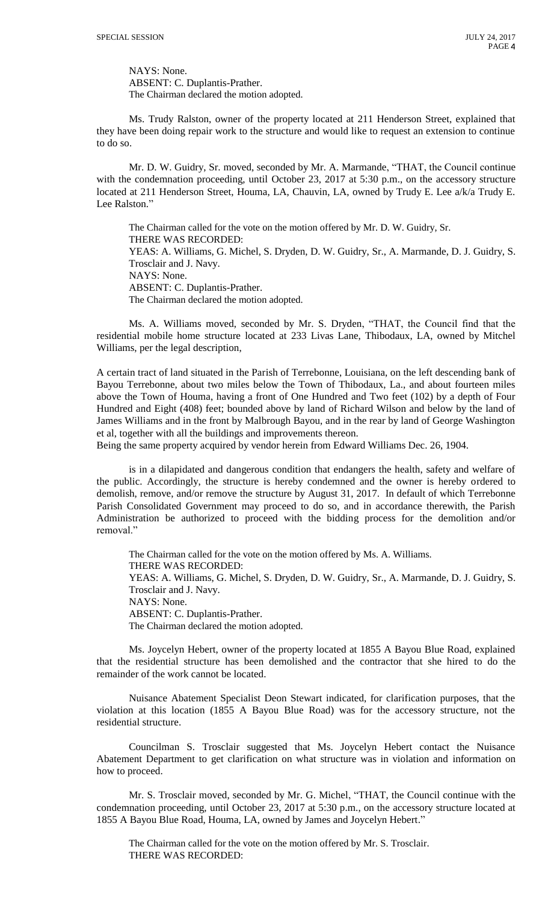NAYS: None.
ABSENT: C. Duplantis-Prather.
The Chairman declared the motion adopted.

Ms. Trudy Ralston, owner of the property located at 211 Henderson Street, explained that they have been doing repair work to the structure and would like to request an extension to continue to do so.

Mr. D. W. Guidry, Sr. moved, seconded by Mr. A. Marmande, "THAT, the Council continue with the condemnation proceeding, until October 23, 2017 at 5:30 p.m., on the accessory structure located at 211 Henderson Street, Houma, LA, Chauvin, LA, owned by Trudy E. Lee a/k/a Trudy E. Lee Ralston."

The Chairman called for the vote on the motion offered by Mr. D. W. Guidry, Sr.
THERE WAS RECORDED:
YEAS: A. Williams, G. Michel, S. Dryden, D. W. Guidry, Sr., A. Marmande, D. J. Guidry, S. Trosclair and J. Navy.
NAYS: None.
ABSENT: C. Duplantis-Prather.
The Chairman declared the motion adopted.

Ms. A. Williams moved, seconded by Mr. S. Dryden, "THAT, the Council find that the residential mobile home structure located at 233 Livas Lane, Thibodaux, LA, owned by Mitchel Williams, per the legal description,

A certain tract of land situated in the Parish of Terrebonne, Louisiana, on the left descending bank of Bayou Terrebonne, about two miles below the Town of Thibodaux, La., and about fourteen miles above the Town of Houma, having a front of One Hundred and Two feet (102) by a depth of Four Hundred and Eight (408) feet; bounded above by land of Richard Wilson and below by the land of James Williams and in the front by Malbrough Bayou, and in the rear by land of George Washington et al, together with all the buildings and improvements thereon.
Being the same property acquired by vendor herein from Edward Williams Dec. 26, 1904.

is in a dilapidated and dangerous condition that endangers the health, safety and welfare of the public. Accordingly, the structure is hereby condemned and the owner is hereby ordered to demolish, remove, and/or remove the structure by August 31, 2017. In default of which Terrebonne Parish Consolidated Government may proceed to do so, and in accordance therewith, the Parish Administration be authorized to proceed with the bidding process for the demolition and/or removal."

The Chairman called for the vote on the motion offered by Ms. A. Williams.
THERE WAS RECORDED:
YEAS: A. Williams, G. Michel, S. Dryden, D. W. Guidry, Sr., A. Marmande, D. J. Guidry, S. Trosclair and J. Navy.
NAYS: None.
ABSENT: C. Duplantis-Prather.
The Chairman declared the motion adopted.

Ms. Joycelyn Hebert, owner of the property located at 1855 A Bayou Blue Road, explained that the residential structure has been demolished and the contractor that she hired to do the remainder of the work cannot be located.

Nuisance Abatement Specialist Deon Stewart indicated, for clarification purposes, that the violation at this location (1855 A Bayou Blue Road) was for the accessory structure, not the residential structure.

Councilman S. Trosclair suggested that Ms. Joycelyn Hebert contact the Nuisance Abatement Department to get clarification on what structure was in violation and information on how to proceed.

Mr. S. Trosclair moved, seconded by Mr. G. Michel, "THAT, the Council continue with the condemnation proceeding, until October 23, 2017 at 5:30 p.m., on the accessory structure located at 1855 A Bayou Blue Road, Houma, LA, owned by James and Joycelyn Hebert."

The Chairman called for the vote on the motion offered by Mr. S. Trosclair.
THERE WAS RECORDED: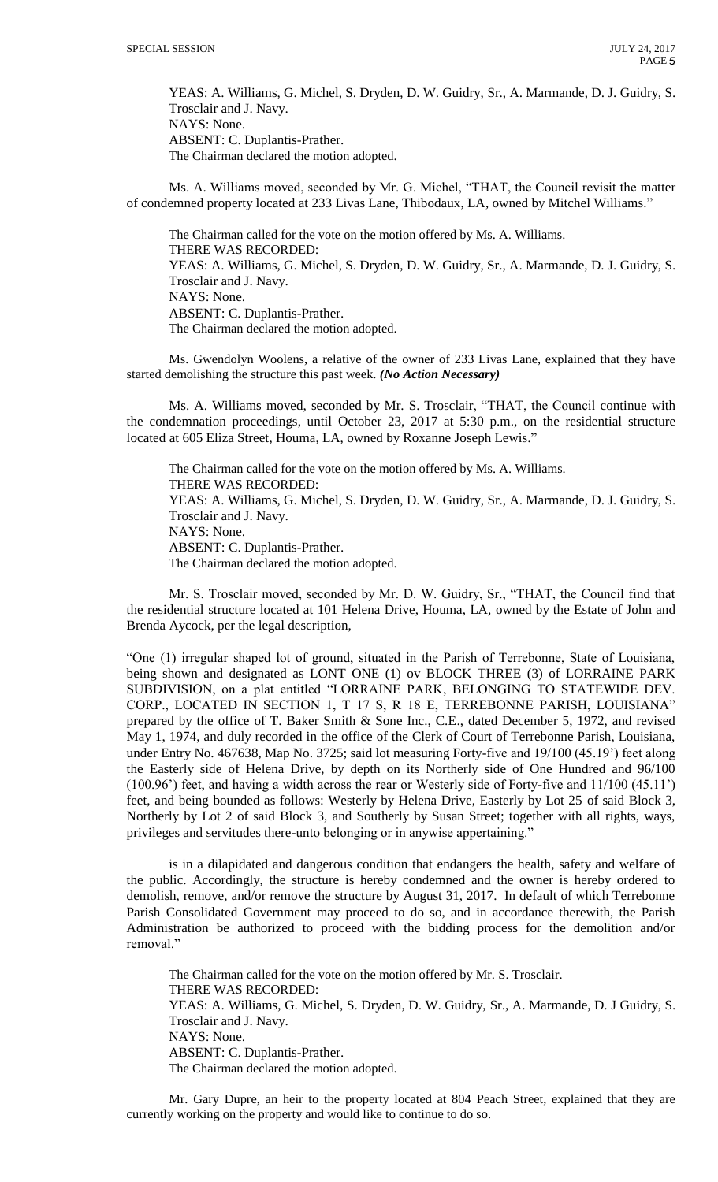YEAS: A. Williams, G. Michel, S. Dryden, D. W. Guidry, Sr., A. Marmande, D. J. Guidry, S. Trosclair and J. Navy.
NAYS: None.
ABSENT: C. Duplantis-Prather.
The Chairman declared the motion adopted.

Ms. A. Williams moved, seconded by Mr. G. Michel, "THAT, the Council revisit the matter of condemned property located at 233 Livas Lane, Thibodaux, LA, owned by Mitchel Williams."

The Chairman called for the vote on the motion offered by Ms. A. Williams.
THERE WAS RECORDED:
YEAS: A. Williams, G. Michel, S. Dryden, D. W. Guidry, Sr., A. Marmande, D. J. Guidry, S. Trosclair and J. Navy.
NAYS: None.
ABSENT: C. Duplantis-Prather.
The Chairman declared the motion adopted.

Ms. Gwendolyn Woolens, a relative of the owner of 233 Livas Lane, explained that they have started demolishing the structure this past week. ***(No Action Necessary)***

Ms. A. Williams moved, seconded by Mr. S. Trosclair, "THAT, the Council continue with the condemnation proceedings, until October 23, 2017 at 5:30 p.m., on the residential structure located at 605 Eliza Street, Houma, LA, owned by Roxanne Joseph Lewis."

The Chairman called for the vote on the motion offered by Ms. A. Williams.
THERE WAS RECORDED:
YEAS: A. Williams, G. Michel, S. Dryden, D. W. Guidry, Sr., A. Marmande, D. J. Guidry, S. Trosclair and J. Navy.
NAYS: None.
ABSENT: C. Duplantis-Prather.
The Chairman declared the motion adopted.

Mr. S. Trosclair moved, seconded by Mr. D. W. Guidry, Sr., "THAT, the Council find that the residential structure located at 101 Helena Drive, Houma, LA, owned by the Estate of John and Brenda Aycock, per the legal description,

"One (1) irregular shaped lot of ground, situated in the Parish of Terrebonne, State of Louisiana, being shown and designated as LONT ONE (1) ov BLOCK THREE (3) of LORRAINE PARK SUBDIVISION, on a plat entitled "LORRAINE PARK, BELONGING TO STATEWIDE DEV. CORP., LOCATED IN SECTION 1, T 17 S, R 18 E, TERREBONNE PARISH, LOUISIANA" prepared by the office of T. Baker Smith & Sone Inc., C.E., dated December 5, 1972, and revised May 1, 1974, and duly recorded in the office of the Clerk of Court of Terrebonne Parish, Louisiana, under Entry No. 467638, Map No. 3725; said lot measuring Forty-five and 19/100 (45.19') feet along the Easterly side of Helena Drive, by depth on its Northerly side of One Hundred and 96/100 (100.96') feet, and having a width across the rear or Westerly side of Forty-five and 11/100 (45.11') feet, and being bounded as follows: Westerly by Helena Drive, Easterly by Lot 25 of said Block 3, Northerly by Lot 2 of said Block 3, and Southerly by Susan Street; together with all rights, ways, privileges and servitudes there-unto belonging or in anywise appertaining."

is in a dilapidated and dangerous condition that endangers the health, safety and welfare of the public. Accordingly, the structure is hereby condemned and the owner is hereby ordered to demolish, remove, and/or remove the structure by August 31, 2017. In default of which Terrebonne Parish Consolidated Government may proceed to do so, and in accordance therewith, the Parish Administration be authorized to proceed with the bidding process for the demolition and/or removal."

The Chairman called for the vote on the motion offered by Mr. S. Trosclair.
THERE WAS RECORDED:
YEAS: A. Williams, G. Michel, S. Dryden, D. W. Guidry, Sr., A. Marmande, D. J Guidry, S. Trosclair and J. Navy.
NAYS: None.
ABSENT: C. Duplantis-Prather.
The Chairman declared the motion adopted.

Mr. Gary Dupre, an heir to the property located at 804 Peach Street, explained that they are currently working on the property and would like to continue to do so.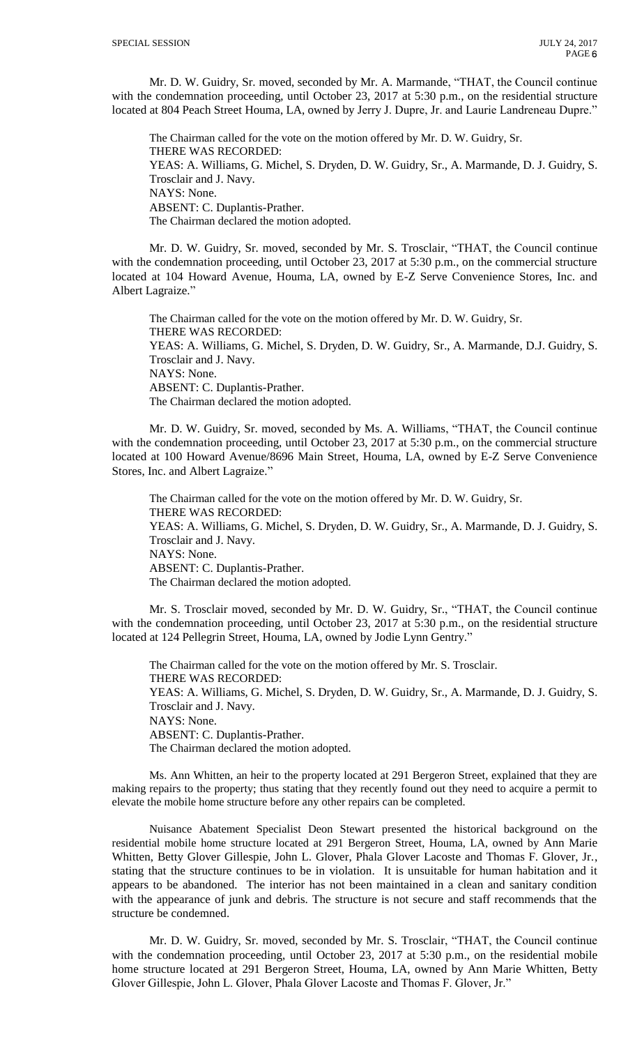Mr. D. W. Guidry, Sr. moved, seconded by Mr. A. Marmande, "THAT, the Council continue with the condemnation proceeding, until October 23, 2017 at 5:30 p.m., on the residential structure located at 804 Peach Street Houma, LA, owned by Jerry J. Dupre, Jr. and Laurie Landreneau Dupre."

The Chairman called for the vote on the motion offered by Mr. D. W. Guidry, Sr.
THERE WAS RECORDED:
YEAS: A. Williams, G. Michel, S. Dryden, D. W. Guidry, Sr., A. Marmande, D. J. Guidry, S. Trosclair and J. Navy.
NAYS: None.
ABSENT: C. Duplantis-Prather.
The Chairman declared the motion adopted.

Mr. D. W. Guidry, Sr. moved, seconded by Mr. S. Trosclair, "THAT, the Council continue with the condemnation proceeding, until October 23, 2017 at 5:30 p.m., on the commercial structure located at 104 Howard Avenue, Houma, LA, owned by E-Z Serve Convenience Stores, Inc. and Albert Lagraize."

The Chairman called for the vote on the motion offered by Mr. D. W. Guidry, Sr.
THERE WAS RECORDED:
YEAS: A. Williams, G. Michel, S. Dryden, D. W. Guidry, Sr., A. Marmande, D.J. Guidry, S. Trosclair and J. Navy.
NAYS: None.
ABSENT: C. Duplantis-Prather.
The Chairman declared the motion adopted.

Mr. D. W. Guidry, Sr. moved, seconded by Ms. A. Williams, "THAT, the Council continue with the condemnation proceeding, until October 23, 2017 at 5:30 p.m., on the commercial structure located at 100 Howard Avenue/8696 Main Street, Houma, LA, owned by E-Z Serve Convenience Stores, Inc. and Albert Lagraize."

The Chairman called for the vote on the motion offered by Mr. D. W. Guidry, Sr.
THERE WAS RECORDED:
YEAS: A. Williams, G. Michel, S. Dryden, D. W. Guidry, Sr., A. Marmande, D. J. Guidry, S. Trosclair and J. Navy.
NAYS: None.
ABSENT: C. Duplantis-Prather.
The Chairman declared the motion adopted.

Mr. S. Trosclair moved, seconded by Mr. D. W. Guidry, Sr., "THAT, the Council continue with the condemnation proceeding, until October 23, 2017 at 5:30 p.m., on the residential structure located at 124 Pellegrin Street, Houma, LA, owned by Jodie Lynn Gentry."

The Chairman called for the vote on the motion offered by Mr. S. Trosclair.
THERE WAS RECORDED:
YEAS: A. Williams, G. Michel, S. Dryden, D. W. Guidry, Sr., A. Marmande, D. J. Guidry, S. Trosclair and J. Navy.
NAYS: None.
ABSENT: C. Duplantis-Prather.
The Chairman declared the motion adopted.

Ms. Ann Whitten, an heir to the property located at 291 Bergeron Street, explained that they are making repairs to the property; thus stating that they recently found out they need to acquire a permit to elevate the mobile home structure before any other repairs can be completed.

Nuisance Abatement Specialist Deon Stewart presented the historical background on the residential mobile home structure located at 291 Bergeron Street, Houma, LA, owned by Ann Marie Whitten, Betty Glover Gillespie, John L. Glover, Phala Glover Lacoste and Thomas F. Glover, Jr., stating that the structure continues to be in violation. It is unsuitable for human habitation and it appears to be abandoned. The interior has not been maintained in a clean and sanitary condition with the appearance of junk and debris. The structure is not secure and staff recommends that the structure be condemned.

Mr. D. W. Guidry, Sr. moved, seconded by Mr. S. Trosclair, "THAT, the Council continue with the condemnation proceeding, until October 23, 2017 at 5:30 p.m., on the residential mobile home structure located at 291 Bergeron Street, Houma, LA, owned by Ann Marie Whitten, Betty Glover Gillespie, John L. Glover, Phala Glover Lacoste and Thomas F. Glover, Jr."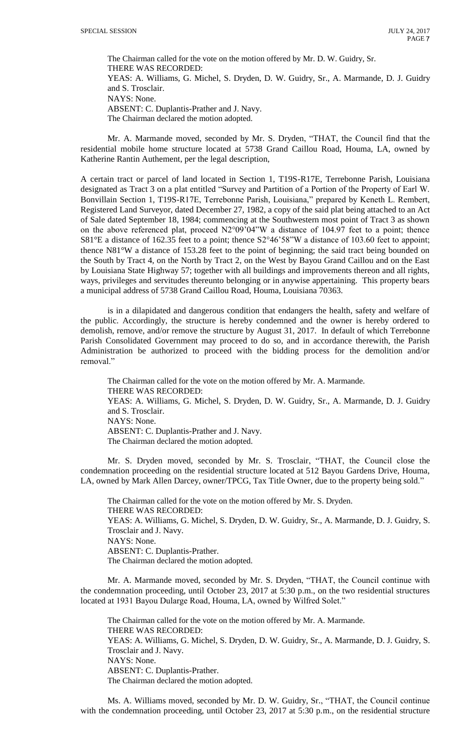The Chairman called for the vote on the motion offered by Mr. D. W. Guidry, Sr.
THERE WAS RECORDED:
YEAS: A. Williams, G. Michel, S. Dryden, D. W. Guidry, Sr., A. Marmande, D. J. Guidry and S. Trosclair.
NAYS: None.
ABSENT: C. Duplantis-Prather and J. Navy.
The Chairman declared the motion adopted.

Mr. A. Marmande moved, seconded by Mr. S. Dryden, "THAT, the Council find that the residential mobile home structure located at 5738 Grand Caillou Road, Houma, LA, owned by Katherine Rantin Authement, per the legal description,

A certain tract or parcel of land located in Section 1, T19S-R17E, Terrebonne Parish, Louisiana designated as Tract 3 on a plat entitled "Survey and Partition of a Portion of the Property of Earl W. Bonvillain Section 1, T19S-R17E, Terrebonne Parish, Louisiana," prepared by Keneth L. Rembert, Registered Land Surveyor, dated December 27, 1982, a copy of the said plat being attached to an Act of Sale dated September 18, 1984; commencing at the Southwestern most point of Tract 3 as shown on the above referenced plat, proceed N2°09'04"W a distance of 104.97 feet to a point; thence S81°E a distance of 162.35 feet to a point; thence S2°46'58"W a distance of 103.60 feet to appoint; thence N81°W a distance of 153.28 feet to the point of beginning; the said tract being bounded on the South by Tract 4, on the North by Tract 2, on the West by Bayou Grand Caillou and on the East by Louisiana State Highway 57; together with all buildings and improvements thereon and all rights, ways, privileges and servitudes thereunto belonging or in anywise appertaining. This property bears a municipal address of 5738 Grand Caillou Road, Houma, Louisiana 70363.

is in a dilapidated and dangerous condition that endangers the health, safety and welfare of the public. Accordingly, the structure is hereby condemned and the owner is hereby ordered to demolish, remove, and/or remove the structure by August 31, 2017. In default of which Terrebonne Parish Consolidated Government may proceed to do so, and in accordance therewith, the Parish Administration be authorized to proceed with the bidding process for the demolition and/or removal."

The Chairman called for the vote on the motion offered by Mr. A. Marmande.
THERE WAS RECORDED:
YEAS: A. Williams, G. Michel, S. Dryden, D. W. Guidry, Sr., A. Marmande, D. J. Guidry and S. Trosclair.
NAYS: None.
ABSENT: C. Duplantis-Prather and J. Navy.
The Chairman declared the motion adopted.

Mr. S. Dryden moved, seconded by Mr. S. Trosclair, "THAT, the Council close the condemnation proceeding on the residential structure located at 512 Bayou Gardens Drive, Houma, LA, owned by Mark Allen Darcey, owner/TPCG, Tax Title Owner, due to the property being sold."

The Chairman called for the vote on the motion offered by Mr. S. Dryden.
THERE WAS RECORDED:
YEAS: A. Williams, G. Michel, S. Dryden, D. W. Guidry, Sr., A. Marmande, D. J. Guidry, S. Trosclair and J. Navy.
NAYS: None.
ABSENT: C. Duplantis-Prather.
The Chairman declared the motion adopted.

Mr. A. Marmande moved, seconded by Mr. S. Dryden, "THAT, the Council continue with the condemnation proceeding, until October 23, 2017 at 5:30 p.m., on the two residential structures located at 1931 Bayou Dularge Road, Houma, LA, owned by Wilfred Solet."

The Chairman called for the vote on the motion offered by Mr. A. Marmande.
THERE WAS RECORDED:
YEAS: A. Williams, G. Michel, S. Dryden, D. W. Guidry, Sr., A. Marmande, D. J. Guidry, S. Trosclair and J. Navy.
NAYS: None.
ABSENT: C. Duplantis-Prather.
The Chairman declared the motion adopted.

Ms. A. Williams moved, seconded by Mr. D. W. Guidry, Sr., "THAT, the Council continue with the condemnation proceeding, until October 23, 2017 at 5:30 p.m., on the residential structure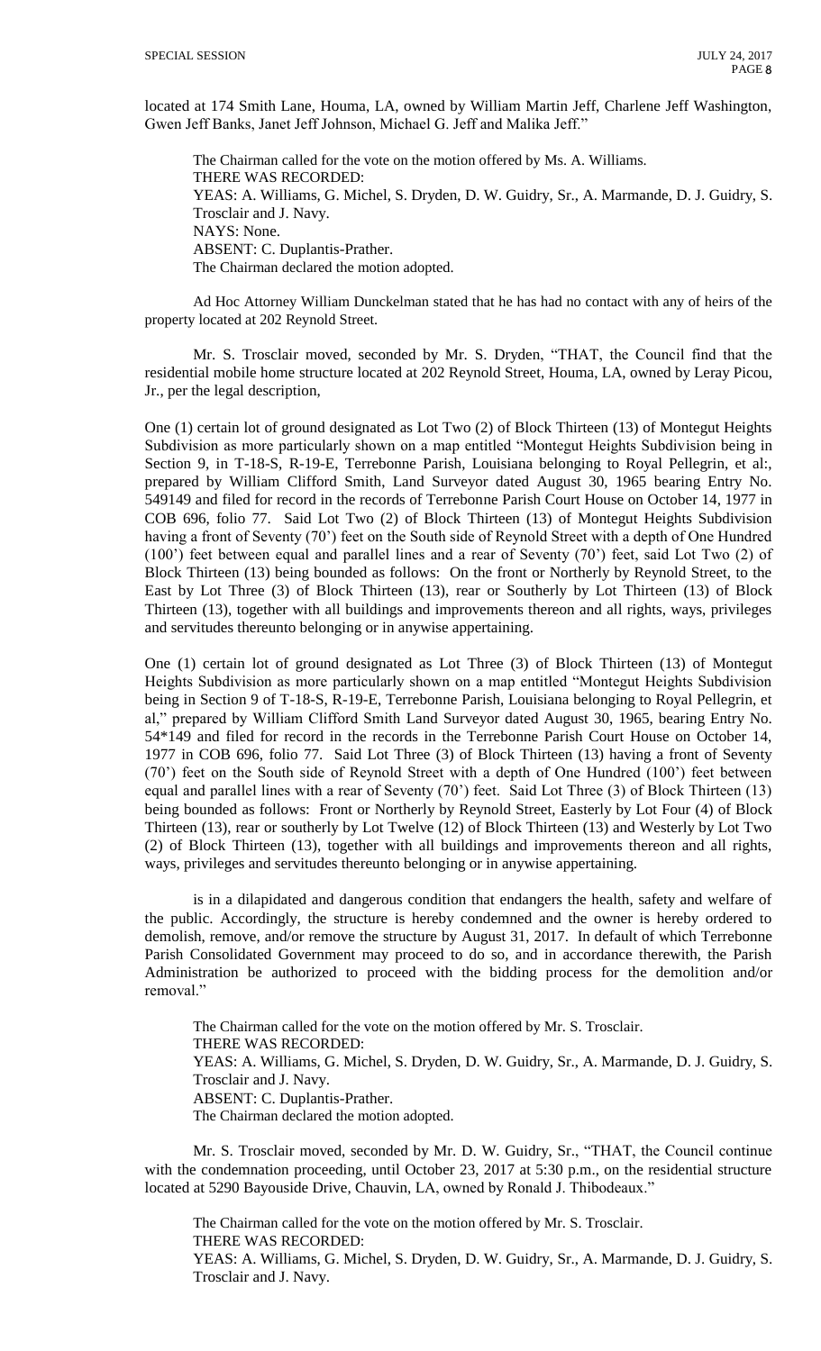located at 174 Smith Lane, Houma, LA, owned by William Martin Jeff, Charlene Jeff Washington, Gwen Jeff Banks, Janet Jeff Johnson, Michael G. Jeff and Malika Jeff."

The Chairman called for the vote on the motion offered by Ms. A. Williams.
THERE WAS RECORDED:
YEAS: A. Williams, G. Michel, S. Dryden, D. W. Guidry, Sr., A. Marmande, D. J. Guidry, S. Trosclair and J. Navy.
NAYS: None.
ABSENT: C. Duplantis-Prather.
The Chairman declared the motion adopted.

Ad Hoc Attorney William Dunckelman stated that he has had no contact with any of heirs of the property located at 202 Reynold Street.

Mr. S. Trosclair moved, seconded by Mr. S. Dryden, "THAT, the Council find that the residential mobile home structure located at 202 Reynold Street, Houma, LA, owned by Leray Picou, Jr., per the legal description,

One (1) certain lot of ground designated as Lot Two (2) of Block Thirteen (13) of Montegut Heights Subdivision as more particularly shown on a map entitled "Montegut Heights Subdivision being in Section 9, in T-18-S, R-19-E, Terrebonne Parish, Louisiana belonging to Royal Pellegrin, et al:, prepared by William Clifford Smith, Land Surveyor dated August 30, 1965 bearing Entry No. 549149 and filed for record in the records of Terrebonne Parish Court House on October 14, 1977 in COB 696, folio 77. Said Lot Two (2) of Block Thirteen (13) of Montegut Heights Subdivision having a front of Seventy (70') feet on the South side of Reynold Street with a depth of One Hundred (100') feet between equal and parallel lines and a rear of Seventy (70') feet, said Lot Two (2) of Block Thirteen (13) being bounded as follows: On the front or Northerly by Reynold Street, to the East by Lot Three (3) of Block Thirteen (13), rear or Southerly by Lot Thirteen (13) of Block Thirteen (13), together with all buildings and improvements thereon and all rights, ways, privileges and servitudes thereunto belonging or in anywise appertaining.

One (1) certain lot of ground designated as Lot Three (3) of Block Thirteen (13) of Montegut Heights Subdivision as more particularly shown on a map entitled "Montegut Heights Subdivision being in Section 9 of T-18-S, R-19-E, Terrebonne Parish, Louisiana belonging to Royal Pellegrin, et al," prepared by William Clifford Smith Land Surveyor dated August 30, 1965, bearing Entry No. 54*149 and filed for record in the records in the Terrebonne Parish Court House on October 14, 1977 in COB 696, folio 77. Said Lot Three (3) of Block Thirteen (13) having a front of Seventy (70') feet on the South side of Reynold Street with a depth of One Hundred (100') feet between equal and parallel lines with a rear of Seventy (70') feet. Said Lot Three (3) of Block Thirteen (13) being bounded as follows: Front or Northerly by Reynold Street, Easterly by Lot Four (4) of Block Thirteen (13), rear or southerly by Lot Twelve (12) of Block Thirteen (13) and Westerly by Lot Two (2) of Block Thirteen (13), together with all buildings and improvements thereon and all rights, ways, privileges and servitudes thereunto belonging or in anywise appertaining.

is in a dilapidated and dangerous condition that endangers the health, safety and welfare of the public. Accordingly, the structure is hereby condemned and the owner is hereby ordered to demolish, remove, and/or remove the structure by August 31, 2017. In default of which Terrebonne Parish Consolidated Government may proceed to do so, and in accordance therewith, the Parish Administration be authorized to proceed with the bidding process for the demolition and/or removal."

The Chairman called for the vote on the motion offered by Mr. S. Trosclair.
THERE WAS RECORDED:
YEAS: A. Williams, G. Michel, S. Dryden, D. W. Guidry, Sr., A. Marmande, D. J. Guidry, S. Trosclair and J. Navy.
ABSENT: C. Duplantis-Prather.
The Chairman declared the motion adopted.

Mr. S. Trosclair moved, seconded by Mr. D. W. Guidry, Sr., "THAT, the Council continue with the condemnation proceeding, until October 23, 2017 at 5:30 p.m., on the residential structure located at 5290 Bayouside Drive, Chauvin, LA, owned by Ronald J. Thibodeaux."

The Chairman called for the vote on the motion offered by Mr. S. Trosclair.
THERE WAS RECORDED:
YEAS: A. Williams, G. Michel, S. Dryden, D. W. Guidry, Sr., A. Marmande, D. J. Guidry, S. Trosclair and J. Navy.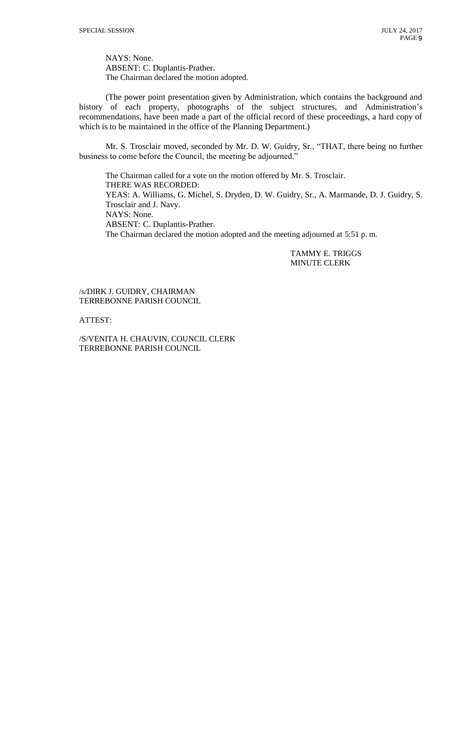NAYS: None.
ABSENT: C. Duplantis-Prather.
The Chairman declared the motion adopted.

(The power point presentation given by Administration, which contains the background and history of each property, photographs of the subject structures, and Administration's recommendations, have been made a part of the official record of these proceedings, a hard copy of which is to be maintained in the office of the Planning Department.)

Mr. S. Trosclair moved, seconded by Mr. D. W. Guidry, Sr., "THAT, there being no further business to come before the Council, the meeting be adjourned."

The Chairman called for a vote on the motion offered by Mr. S. Trosclair.
THERE WAS RECORDED:
YEAS: A. Williams, G. Michel, S. Dryden, D. W. Guidry, Sr., A. Marmande, D. J. Guidry, S. Trosclair and J. Navy.
NAYS: None.
ABSENT: C. Duplantis-Prather.
The Chairman declared the motion adopted and the meeting adjourned at 5:51 p. m.

TAMMY E. TRIGGS
MINUTE CLERK

/s/DIRK J. GUIDRY, CHAIRMAN
TERREBONNE PARISH COUNCIL

ATTEST:

/S/VENITA H. CHAUVIN, COUNCIL CLERK
TERREBONNE PARISH COUNCIL